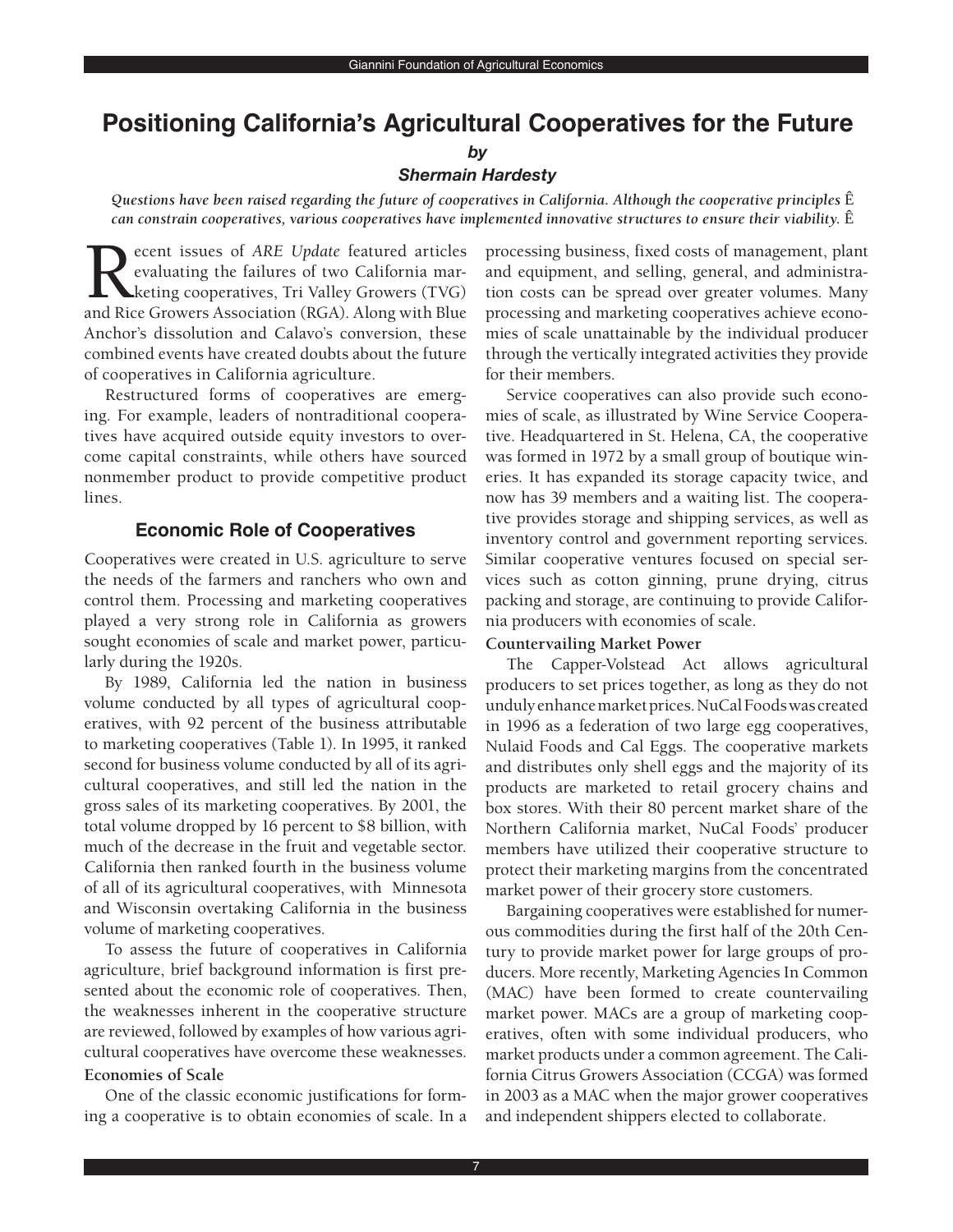// Positioning California's Agricultural Cooperatives for the Future

# Positioning California's Agricultural Cooperatives for the Future

***by***

***Shermain Hardesty***

*Questions have been raised regarding the future of cooperatives in California. Although the cooperative principles can constrain cooperatives, various cooperatives have implemented innovative structures to ensure their viability.*

Recent issues of *ARE Update* featured articles evaluating the failures of two California marketing cooperatives, Tri Valley Growers (TVG) and Rice Growers Association (RGA). Along with Blue Anchor's dissolution and Calavo's conversion, these combined events have created doubts about the future of cooperatives in California agriculture.

Restructured forms of cooperatives are emerging. For example, leaders of nontraditional cooperatives have acquired outside equity investors to overcome capital constraints, while others have sourced nonmember product to provide competitive product lines.

## Economic Role of Cooperatives

Cooperatives were created in U.S. agriculture to serve the needs of the farmers and ranchers who own and control them. Processing and marketing cooperatives played a very strong role in California as growers sought economies of scale and market power, particularly during the 1920s.

By 1989, California led the nation in business volume conducted by all types of agricultural cooperatives, with 92 percent of the business attributable to marketing cooperatives (Table 1). In 1995, it ranked second for business volume conducted by all of its agricultural cooperatives, and still led the nation in the gross sales of its marketing cooperatives. By 2001, the total volume dropped by 16 percent to $8 billion, with much of the decrease in the fruit and vegetable sector. California then ranked fourth in the business volume of all of its agricultural cooperatives, with Minnesota and Wisconsin overtaking California in the business volume of marketing cooperatives.

To assess the future of cooperatives in California agriculture, brief background information is first presented about the economic role of cooperatives. Then, the weaknesses inherent in the cooperative structure are reviewed, followed by examples of how various agricultural cooperatives have overcome these weaknesses.

**Economies of Scale**

One of the classic economic justifications for forming a cooperative is to obtain economies of scale. In a processing business, fixed costs of management, plant and equipment, and selling, general, and administration costs can be spread over greater volumes. Many processing and marketing cooperatives achieve economies of scale unattainable by the individual producer through the vertically integrated activities they provide for their members.

Service cooperatives can also provide such economies of scale, as illustrated by Wine Service Cooperative. Headquartered in St. Helena, CA, the cooperative was formed in 1972 by a small group of boutique wineries. It has expanded its storage capacity twice, and now has 39 members and a waiting list. The cooperative provides storage and shipping services, as well as inventory control and government reporting services. Similar cooperative ventures focused on special services such as cotton ginning, prune drying, citrus packing and storage, are continuing to provide California producers with economies of scale.

**Countervailing Market Power**

The Capper-Volstead Act allows agricultural producers to set prices together, as long as they do not unduly enhance market prices. NuCal Foods was created in 1996 as a federation of two large egg cooperatives, Nulaid Foods and Cal Eggs. The cooperative markets and distributes only shell eggs and the majority of its products are marketed to retail grocery chains and box stores. With their 80 percent market share of the Northern California market, NuCal Foods' producer members have utilized their cooperative structure to protect their marketing margins from the concentrated market power of their grocery store customers.

Bargaining cooperatives were established for numerous commodities during the first half of the 20th Century to provide market power for large groups of producers. More recently, Marketing Agencies In Common (MAC) have been formed to create countervailing market power. MACs are a group of marketing cooperatives, often with some individual producers, who market products under a common agreement. The California Citrus Growers Association (CCGA) was formed in 2003 as a MAC when the major grower cooperatives and independent shippers elected to collaborate.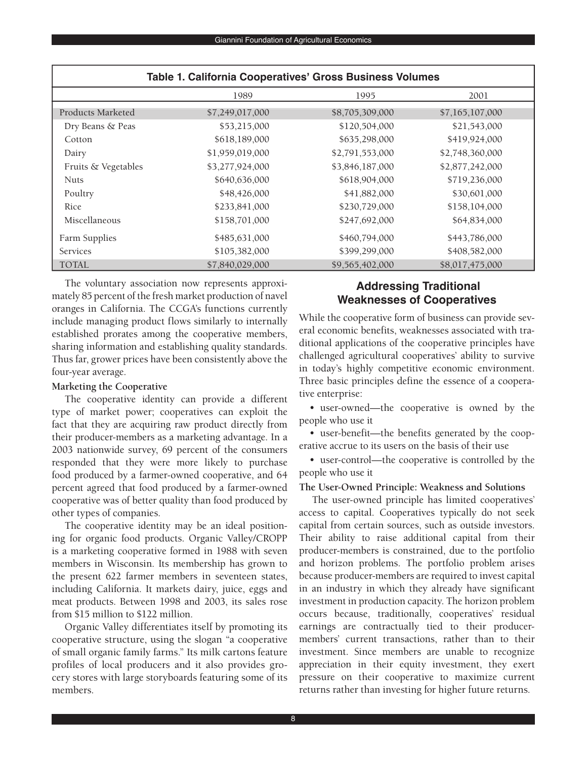**Table 1. California Cooperatives' Gross Business Volumes**

| | 1989 | 1995 | 2001 |
|---|---|---|---|
| Products Marketed | $7,249,017,000 | $8,705,309,000 | $7,165,107,000 |
| Dry Beans & Peas | $53,215,000 | $120,504,000 | $21,543,000 |
| Cotton | $618,189,000 | $635,298,000 | $419,924,000 |
| Dairy | $1,959,019,000 | $2,791,553,000 | $2,748,360,000 |
| Fruits & Vegetables | $3,277,924,000 | $3,846,187,000 | $2,877,242,000 |
| Nuts | $640,636,000 | $618,904,000 | $719,236,000 |
| Poultry | $48,426,000 | $41,882,000 | $30,601,000 |
| Rice | $233,841,000 | $230,729,000 | $158,104,000 |
| Miscellaneous | $158,701,000 | $247,692,000 | $64,834,000 |
| Farm Supplies | $485,631,000 | $460,794,000 | $443,786,000 |
| Services | $105,382,000 | $399,299,000 | $408,582,000 |
| TOTAL | $7,840,029,000 | $9,565,402,000 | $8,017,475,000 |

The voluntary association now represents approximately 85 percent of the fresh market production of navel oranges in California. The CCGA's functions currently include managing product flows similarly to internally established prorates among the cooperative members, sharing information and establishing quality standards. Thus far, grower prices have been consistently above the four-year average.

**Marketing the Cooperative**

The cooperative identity can provide a different type of market power; cooperatives can exploit the fact that they are acquiring raw product directly from their producer-members as a marketing advantage. In a 2003 nationwide survey, 69 percent of the consumers responded that they were more likely to purchase food produced by a farmer-owned cooperative, and 64 percent agreed that food produced by a farmer-owned cooperative was of better quality than food produced by other types of companies.

The cooperative identity may be an ideal positioning for organic food products. Organic Valley/CROPP is a marketing cooperative formed in 1988 with seven members in Wisconsin. Its membership has grown to the present 622 farmer members in seventeen states, including California. It markets dairy, juice, eggs and meat products. Between 1998 and 2003, its sales rose from $15 million to $122 million.

Organic Valley differentiates itself by promoting its cooperative structure, using the slogan "a cooperative of small organic family farms." Its milk cartons feature profiles of local producers and it also provides grocery stores with large storyboards featuring some of its members.

## Addressing Traditional Weaknesses of Cooperatives

While the cooperative form of business can provide several economic benefits, weaknesses associated with traditional applications of the cooperative principles have challenged agricultural cooperatives' ability to survive in today's highly competitive economic environment. Three basic principles define the essence of a cooperative enterprise:

- user-owned—the cooperative is owned by the people who use it
- user-benefit—the benefits generated by the cooperative accrue to its users on the basis of their use
- user-control—the cooperative is controlled by the people who use it

**The User-Owned Principle: Weakness and Solutions**

The user-owned principle has limited cooperatives' access to capital. Cooperatives typically do not seek capital from certain sources, such as outside investors. Their ability to raise additional capital from their producer-members is constrained, due to the portfolio and horizon problems. The portfolio problem arises because producer-members are required to invest capital in an industry in which they already have significant investment in production capacity. The horizon problem occurs because, traditionally, cooperatives' residual earnings are contractually tied to their producer-members' current transactions, rather than to their investment. Since members are unable to recognize appreciation in their equity investment, they exert pressure on their cooperative to maximize current returns rather than investing for higher future returns.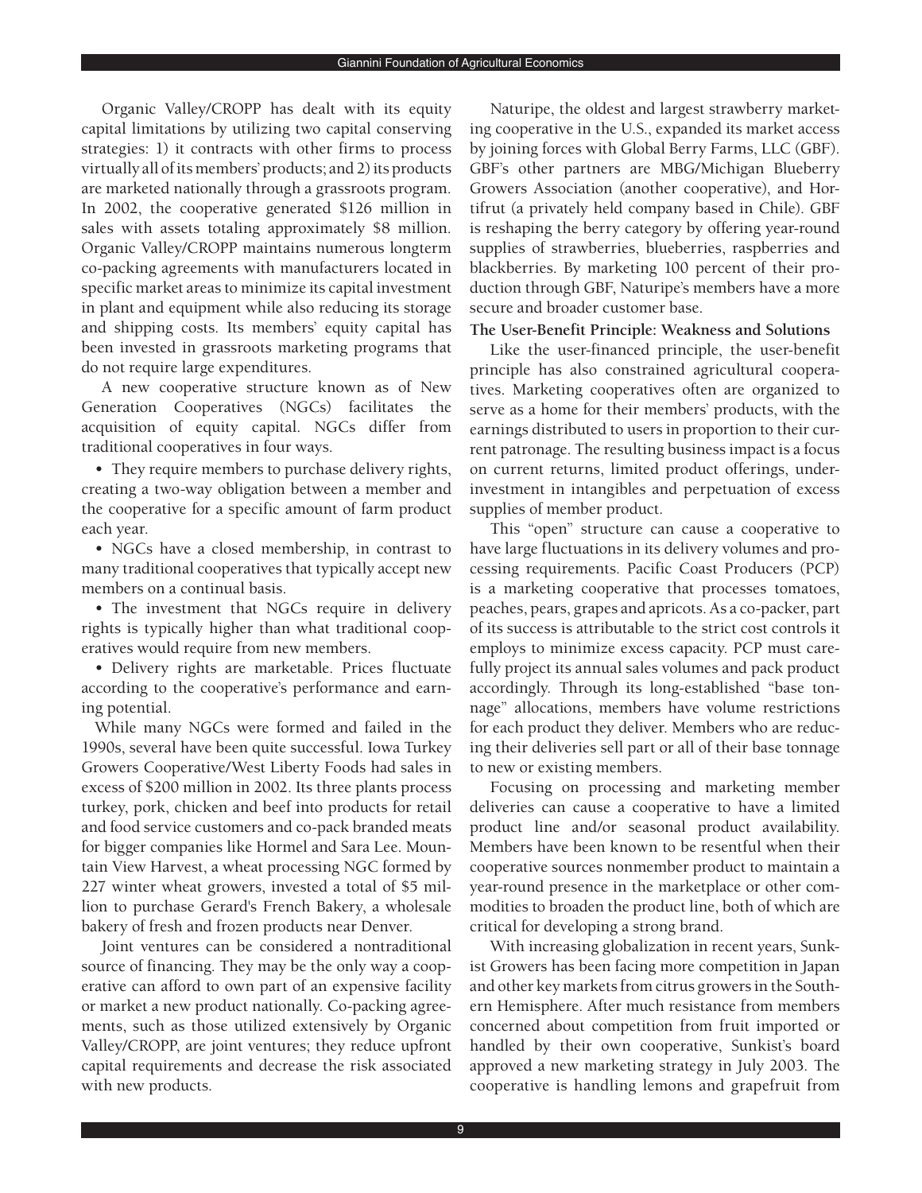Organic Valley/CROPP has dealt with its equity capital limitations by utilizing two capital conserving strategies: 1) it contracts with other firms to process virtually all of its members' products; and 2) its products are marketed nationally through a grassroots program. In 2002, the cooperative generated $126 million in sales with assets totaling approximately $8 million. Organic Valley/CROPP maintains numerous longterm co-packing agreements with manufacturers located in specific market areas to minimize its capital investment in plant and equipment while also reducing its storage and shipping costs. Its members' equity capital has been invested in grassroots marketing programs that do not require large expenditures.

A new cooperative structure known as of New Generation Cooperatives (NGCs) facilitates the acquisition of equity capital. NGCs differ from traditional cooperatives in four ways.

- They require members to purchase delivery rights, creating a two-way obligation between a member and the cooperative for a specific amount of farm product each year.
- NGCs have a closed membership, in contrast to many traditional cooperatives that typically accept new members on a continual basis.
- The investment that NGCs require in delivery rights is typically higher than what traditional cooperatives would require from new members.
- Delivery rights are marketable. Prices fluctuate according to the cooperative's performance and earning potential.

While many NGCs were formed and failed in the 1990s, several have been quite successful. Iowa Turkey Growers Cooperative/West Liberty Foods had sales in excess of $200 million in 2002. Its three plants process turkey, pork, chicken and beef into products for retail and food service customers and co-pack branded meats for bigger companies like Hormel and Sara Lee. Mountain View Harvest, a wheat processing NGC formed by 227 winter wheat growers, invested a total of $5 million to purchase Gerard's French Bakery, a wholesale bakery of fresh and frozen products near Denver.

Joint ventures can be considered a nontraditional source of financing. They may be the only way a cooperative can afford to own part of an expensive facility or market a new product nationally. Co-packing agreements, such as those utilized extensively by Organic Valley/CROPP, are joint ventures; they reduce upfront capital requirements and decrease the risk associated with new products.

Naturipe, the oldest and largest strawberry marketing cooperative in the U.S., expanded its market access by joining forces with Global Berry Farms, LLC (GBF). GBF's other partners are MBG/Michigan Blueberry Growers Association (another cooperative), and Hortifrut (a privately held company based in Chile). GBF is reshaping the berry category by offering year-round supplies of strawberries, blueberries, raspberries and blackberries. By marketing 100 percent of their production through GBF, Naturipe's members have a more secure and broader customer base.

**The User-Benefit Principle: Weakness and Solutions**

Like the user-financed principle, the user-benefit principle has also constrained agricultural cooperatives. Marketing cooperatives often are organized to serve as a home for their members' products, with the earnings distributed to users in proportion to their current patronage. The resulting business impact is a focus on current returns, limited product offerings, underinvestment in intangibles and perpetuation of excess supplies of member product.

This "open" structure can cause a cooperative to have large fluctuations in its delivery volumes and processing requirements. Pacific Coast Producers (PCP) is a marketing cooperative that processes tomatoes, peaches, pears, grapes and apricots. As a co-packer, part of its success is attributable to the strict cost controls it employs to minimize excess capacity. PCP must carefully project its annual sales volumes and pack product accordingly. Through its long-established "base tonnage" allocations, members have volume restrictions for each product they deliver. Members who are reducing their deliveries sell part or all of their base tonnage to new or existing members.

Focusing on processing and marketing member deliveries can cause a cooperative to have a limited product line and/or seasonal product availability. Members have been known to be resentful when their cooperative sources nonmember product to maintain a year-round presence in the marketplace or other commodities to broaden the product line, both of which are critical for developing a strong brand.

With increasing globalization in recent years, Sunkist Growers has been facing more competition in Japan and other key markets from citrus growers in the Southern Hemisphere. After much resistance from members concerned about competition from fruit imported or handled by their own cooperative, Sunkist's board approved a new marketing strategy in July 2003. The cooperative is handling lemons and grapefruit from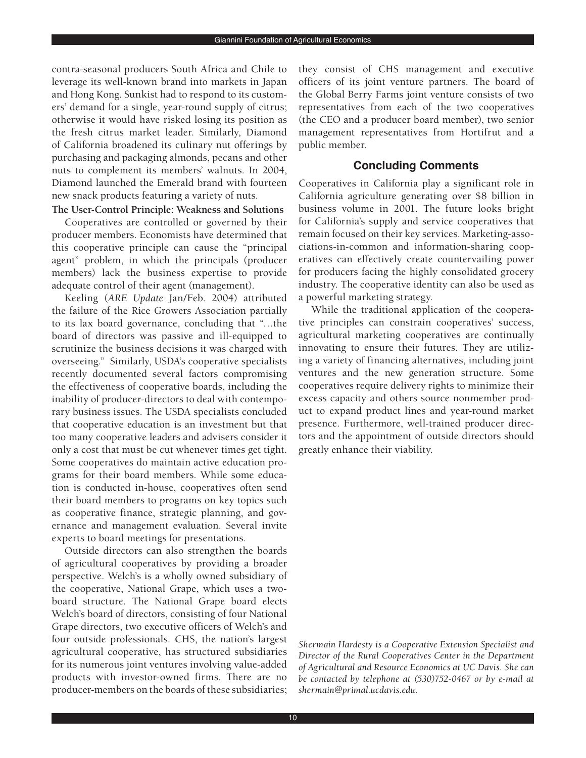contra-seasonal producers South Africa and Chile to leverage its well-known brand into markets in Japan and Hong Kong. Sunkist had to respond to its customers' demand for a single, year-round supply of citrus; otherwise it would have risked losing its position as the fresh citrus market leader. Similarly, Diamond of California broadened its culinary nut offerings by purchasing and packaging almonds, pecans and other nuts to complement its members' walnuts. In 2004, Diamond launched the Emerald brand with fourteen new snack products featuring a variety of nuts.

**The User-Control Principle: Weakness and Solutions**

Cooperatives are controlled or governed by their producer members. Economists have determined that this cooperative principle can cause the "principal agent" problem, in which the principals (producer members) lack the business expertise to provide adequate control of their agent (management).

Keeling (*ARE Update* Jan/Feb. 2004) attributed the failure of the Rice Growers Association partially to its lax board governance, concluding that "…the board of directors was passive and ill-equipped to scrutinize the business decisions it was charged with overseeing." Similarly, USDA's cooperative specialists recently documented several factors compromising the effectiveness of cooperative boards, including the inability of producer-directors to deal with contemporary business issues. The USDA specialists concluded that cooperative education is an investment but that too many cooperative leaders and advisers consider it only a cost that must be cut whenever times get tight. Some cooperatives do maintain active education programs for their board members. While some education is conducted in-house, cooperatives often send their board members to programs on key topics such as cooperative finance, strategic planning, and governance and management evaluation. Several invite experts to board meetings for presentations.

Outside directors can also strengthen the boards of agricultural cooperatives by providing a broader perspective. Welch's is a wholly owned subsidiary of the cooperative, National Grape, which uses a two-board structure. The National Grape board elects Welch's board of directors, consisting of four National Grape directors, two executive officers of Welch's and four outside professionals. CHS, the nation's largest agricultural cooperative, has structured subsidiaries for its numerous joint ventures involving value-added products with investor-owned firms. There are no producer-members on the boards of these subsidiaries; they consist of CHS management and executive officers of its joint venture partners. The board of the Global Berry Farms joint venture consists of two representatives from each of the two cooperatives (the CEO and a producer board member), two senior management representatives from Hortifrut and a public member.

## Concluding Comments

Cooperatives in California play a significant role in California agriculture generating over $8 billion in business volume in 2001. The future looks bright for California's supply and service cooperatives that remain focused on their key services. Marketing-associations-in-common and information-sharing cooperatives can effectively create countervailing power for producers facing the highly consolidated grocery industry. The cooperative identity can also be used as a powerful marketing strategy.

While the traditional application of the cooperative principles can constrain cooperatives' success, agricultural marketing cooperatives are continually innovating to ensure their futures. They are utilizing a variety of financing alternatives, including joint ventures and the new generation structure. Some cooperatives require delivery rights to minimize their excess capacity and others source nonmember product to expand product lines and year-round market presence. Furthermore, well-trained producer directors and the appointment of outside directors should greatly enhance their viability.

*Shermain Hardesty is a Cooperative Extension Specialist and Director of the Rural Cooperatives Center in the Department of Agricultural and Resource Economics at UC Davis. She can be contacted by telephone at (530)752-0467 or by e-mail at shermain@primal.ucdavis.edu.*